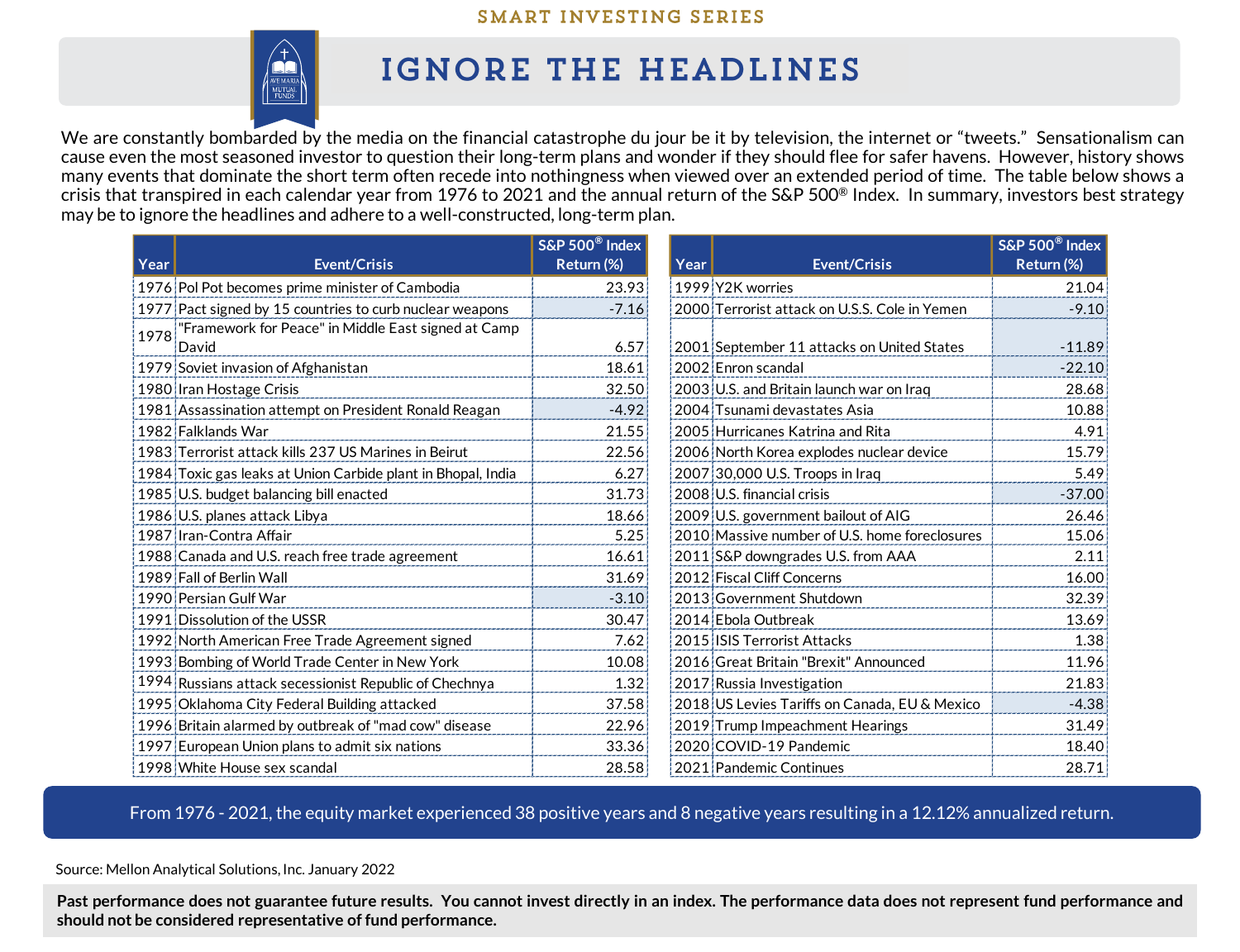SMART INVESTING SERIES

# IGNORE THE HEADLINES

We are constantly bombarded by the media on the financial catastrophe du jour be it by television, the internet or "tweets." Sensationalism can cause even the most seasoned investor to question their long-term plans and wonder if they should flee for safer havens. However, history shows many events that dominate the short term often recede into nothingness when viewed over an extended period of time. The table below shows a crisis that transpired in each calendar year from 1976 to 2021 and the annual return of the S&P 500® Index. In summary, investors best strategy may be to ignore the headlines and adhere to a well-constructed, long-term plan.

| Year | Event/Crisis | S&P 500® Index Return (%) |
|---|---|---|
| 1976 | Pol Pot becomes prime minister of Cambodia | 23.93 |
| 1977 | Pact signed by 15 countries to curb nuclear weapons | -7.16 |
| 1978 | "Framework for Peace" in Middle East signed at Camp David | 6.57 |
| 1979 | Soviet invasion of Afghanistan | 18.61 |
| 1980 | Iran Hostage Crisis | 32.50 |
| 1981 | Assassination attempt on President Ronald Reagan | -4.92 |
| 1982 | Falklands War | 21.55 |
| 1983 | Terrorist attack kills 237 US Marines in Beirut | 22.56 |
| 1984 | Toxic gas leaks at Union Carbide plant in Bhopal, India | 6.27 |
| 1985 | U.S. budget balancing bill enacted | 31.73 |
| 1986 | U.S. planes attack Libya | 18.66 |
| 1987 | Iran-Contra Affair | 5.25 |
| 1988 | Canada and U.S. reach free trade agreement | 16.61 |
| 1989 | Fall of Berlin Wall | 31.69 |
| 1990 | Persian Gulf War | -3.10 |
| 1991 | Dissolution of the USSR | 30.47 |
| 1992 | North American Free Trade Agreement signed | 7.62 |
| 1993 | Bombing of World Trade Center in New York | 10.08 |
| 1994 | Russians attack secessionist Republic of Chechnya | 1.32 |
| 1995 | Oklahoma City Federal Building attacked | 37.58 |
| 1996 | Britain alarmed by outbreak of "mad cow" disease | 22.96 |
| 1997 | European Union plans to admit six nations | 33.36 |
| 1998 | White House sex scandal | 28.58 |
| 1999 | Y2K worries | 21.04 |
| 2000 | Terrorist attack on U.S.S. Cole in Yemen | -9.10 |
| 2001 | September 11 attacks on United States | -11.89 |
| 2002 | Enron scandal | -22.10 |
| 2003 | U.S. and Britain launch war on Iraq | 28.68 |
| 2004 | Tsunami devastates Asia | 10.88 |
| 2005 | Hurricanes Katrina and Rita | 4.91 |
| 2006 | North Korea explodes nuclear device | 15.79 |
| 2007 | 30,000 U.S. Troops in Iraq | 5.49 |
| 2008 | U.S. financial crisis | -37.00 |
| 2009 | U.S. government bailout of AIG | 26.46 |
| 2010 | Massive number of U.S. home foreclosures | 15.06 |
| 2011 | S&P downgrades U.S. from AAA | 2.11 |
| 2012 | Fiscal Cliff Concerns | 16.00 |
| 2013 | Government Shutdown | 32.39 |
| 2014 | Ebola Outbreak | 13.69 |
| 2015 | ISIS Terrorist Attacks | 1.38 |
| 2016 | Great Britain "Brexit" Announced | 11.96 |
| 2017 | Russia Investigation | 21.83 |
| 2018 | US Levies Tariffs on Canada, EU & Mexico | -4.38 |
| 2019 | Trump Impeachment Hearings | 31.49 |
| 2020 | COVID-19 Pandemic | 18.40 |
| 2021 | Pandemic Continues | 28.71 |

From 1976 - 2021, the equity market experienced 38 positive years and 8 negative years resulting in a 12.12% annualized return.

Source: Mellon Analytical Solutions, Inc. January 2022

**Past performance does not guarantee future results. You cannot invest directly in an index. The performance data does not represent fund performance and should not be considered representative of fund performance.**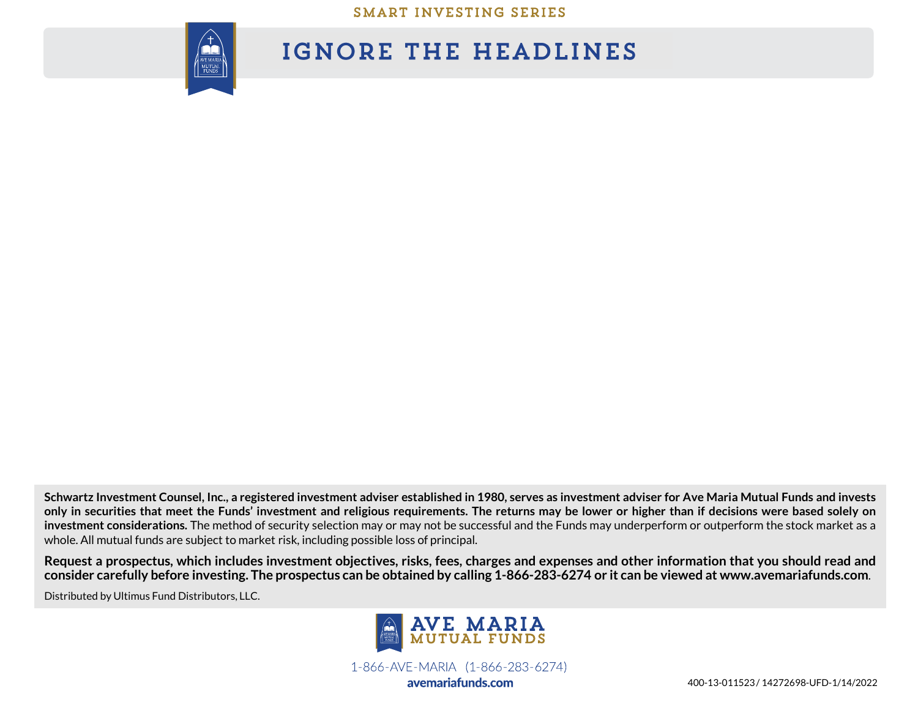SMART INVESTING SERIES

# IGNORE THE HEADLINES

**Schwartz Investment Counsel, Inc., a registered investment adviser established in 1980, serves as investment adviser for Ave Maria Mutual Funds and invests only in securities that meet the Funds' investment and religious requirements. The returns may be lower or higher than if decisions were based solely on investment considerations.** The method of security selection may or may not be successful and the Funds may underperform or outperform the stock market as a whole. All mutual funds are subject to market risk, including possible loss of principal.

**Request a prospectus, which includes investment objectives, risks, fees, charges and expenses and other information that you should read and consider carefully before investing. The prospectus can be obtained by calling 1-866-283-6274 or it can be viewed at www.avemariafunds.com**.

Distributed by Ultimus Fund Distributors, LLC.

AVE MARIA
MUTUAL FUNDS

1-866-AVE-MARIA (1-866-283-6274)
**avemariafunds.com**

400-13-011523/ 14272698-UFD-1/14/2022